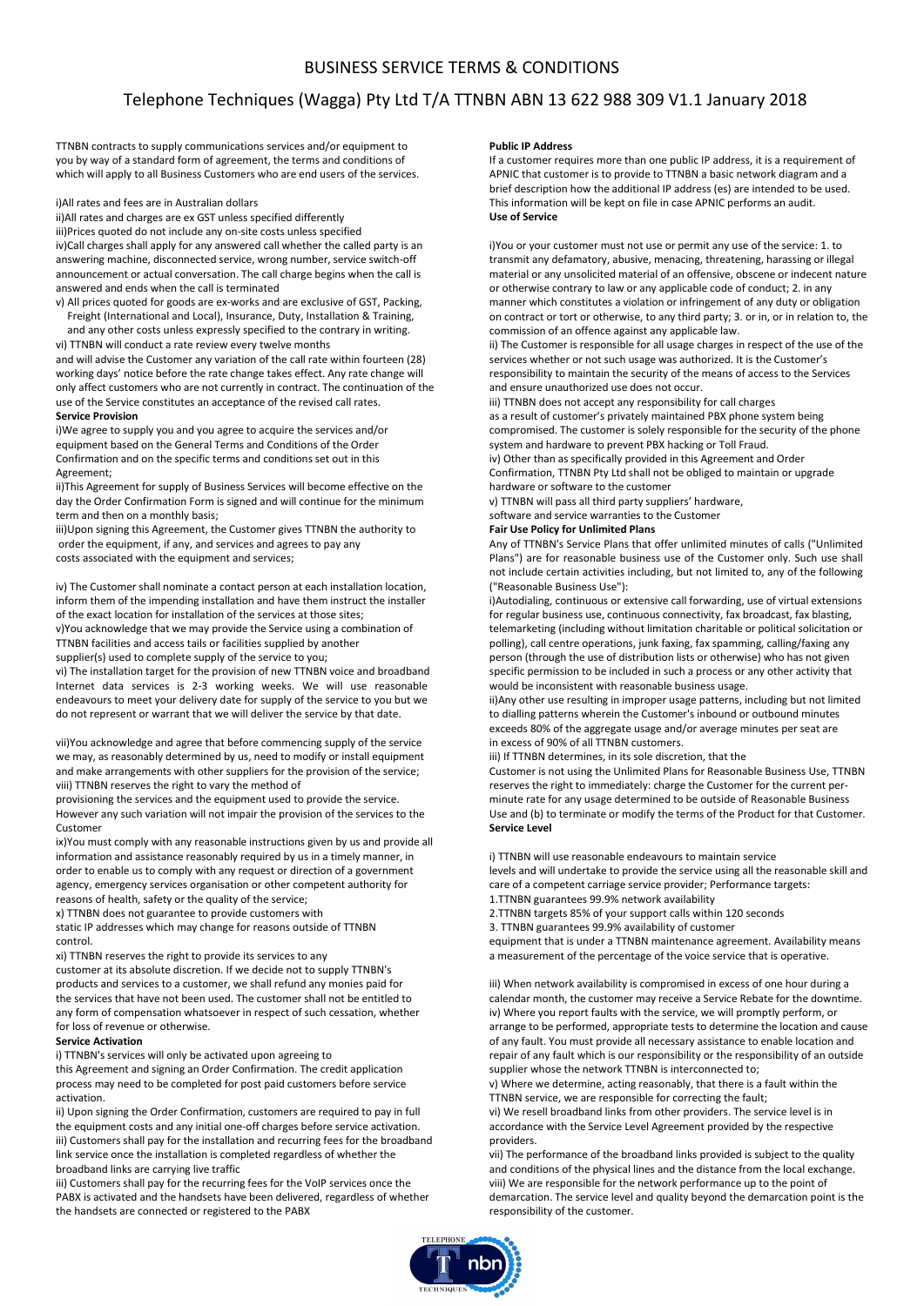# BUSINESS SERVICE TERMS & CONDITIONS

## Telephone Techniques (Wagga) Pty Ltd T/A TTNBN ABN 13 622 988 309 V1.1 January 2018

TTNBN contracts to supply communications services and/or equipment to you by way of a standard form of agreement, the terms and conditions of which will apply to all Business Customers who are end users of the services.

i)All rates and fees are in Australian dollars
ii)All rates and charges are ex GST unless specified differently
iii)Prices quoted do not include any on-site costs unless specified
iv)Call charges shall apply for any answered call whether the called party is an answering machine, disconnected service, wrong number, service switch-off announcement or actual conversation. The call charge begins when the call is answered and ends when the call is terminated
v) All prices quoted for goods are ex-works and are exclusive of GST, Packing, Freight (International and Local), Insurance, Duty, Installation & Training, and any other costs unless expressly specified to the contrary in writing.
vi) TTNBN will conduct a rate review every twelve months and will advise the Customer any variation of the call rate within fourteen (28) working days' notice before the rate change takes effect. Any rate change will only affect customers who are not currently in contract. The continuation of the use of the Service constitutes an acceptance of the revised call rates.

**Service Provision**

i)We agree to supply you and you agree to acquire the services and/or equipment based on the General Terms and Conditions of the Order Confirmation and on the specific terms and conditions set out in this Agreement;
ii)This Agreement for supply of Business Services will become effective on the day the Order Confirmation Form is signed and will continue for the minimum term and then on a monthly basis;
iii)Upon signing this Agreement, the Customer gives TTNBN the authority to order the equipment, if any, and services and agrees to pay any costs associated with the equipment and services;

iv) The Customer shall nominate a contact person at each installation location, inform them of the impending installation and have them instruct the installer of the exact location for installation of the services at those sites;
v)You acknowledge that we may provide the Service using a combination of TTNBN facilities and access tails or facilities supplied by another supplier(s) used to complete supply of the service to you;
vi) The installation target for the provision of new TTNBN voice and broadband Internet data services is 2-3 working weeks. We will use reasonable endeavours to meet your delivery date for supply of the service to you but we do not represent or warrant that we will deliver the service by that date.

vii)You acknowledge and agree that before commencing supply of the service we may, as reasonably determined by us, need to modify or install equipment and make arrangements with other suppliers for the provision of the service;
viii) TTNBN reserves the right to vary the method of provisioning the services and the equipment used to provide the service. However any such variation will not impair the provision of the services to the Customer
ix)You must comply with any reasonable instructions given by us and provide all information and assistance reasonably required by us in a timely manner, in order to enable us to comply with any request or direction of a government agency, emergency services organisation or other competent authority for reasons of health, safety or the quality of the service;
x) TTNBN does not guarantee to provide customers with static IP addresses which may change for reasons outside of TTNBN control.
xi) TTNBN reserves the right to provide its services to any customer at its absolute discretion. If we decide not to supply TTNBN's products and services to a customer, we shall refund any monies paid for the services that have not been used. The customer shall not be entitled to any form of compensation whatsoever in respect of such cessation, whether for loss of revenue or otherwise.

**Service Activation**

i) TTNBN's services will only be activated upon agreeing to this Agreement and signing an Order Confirmation. The credit application process may need to be completed for post paid customers before service activation.
ii) Upon signing the Order Confirmation, customers are required to pay in full the equipment costs and any initial one-off charges before service activation.
iii) Customers shall pay for the installation and recurring fees for the broadband link service once the installation is completed regardless of whether the broadband links are carrying live traffic
iii) Customers shall pay for the recurring fees for the VoIP services once the PABX is activated and the handsets have been delivered, regardless of whether the handsets are connected or registered to the PABX

**Public IP Address**

If a customer requires more than one public IP address, it is a requirement of APNIC that customer is to provide to TTNBN a basic network diagram and a brief description how the additional IP address (es) are intended to be used. This information will be kept on file in case APNIC performs an audit.

**Use of Service**

i)You or your customer must not use or permit any use of the service: 1. to transmit any defamatory, abusive, menacing, threatening, harassing or illegal material or any unsolicited material of an offensive, obscene or indecent nature or otherwise contrary to law or any applicable code of conduct; 2. in any manner which constitutes a violation or infringement of any duty or obligation on contract or tort or otherwise, to any third party; 3. or in, or in relation to, the commission of an offence against any applicable law.
ii) The Customer is responsible for all usage charges in respect of the use of the services whether or not such usage was authorized. It is the Customer's responsibility to maintain the security of the means of access to the Services and ensure unauthorized use does not occur.
iii) TTNBN does not accept any responsibility for call charges as a result of customer's privately maintained PBX phone system being compromised. The customer is solely responsible for the security of the phone system and hardware to prevent PBX hacking or Toll Fraud.
iv) Other than as specifically provided in this Agreement and Order Confirmation, TTNBN Pty Ltd shall not be obliged to maintain or upgrade hardware or software to the customer
v) TTNBN will pass all third party suppliers' hardware, software and service warranties to the Customer

**Fair Use Policy for Unlimited Plans**

Any of TTNBN's Service Plans that offer unlimited minutes of calls ("Unlimited Plans") are for reasonable business use of the Customer only. Such use shall not include certain activities including, but not limited to, any of the following ("Reasonable Business Use"):
i)Autodialing, continuous or extensive call forwarding, use of virtual extensions for regular business use, continuous connectivity, fax broadcast, fax blasting, telemarketing (including without limitation charitable or political solicitation or polling), call centre operations, junk faxing, fax spamming, calling/faxing any person (through the use of distribution lists or otherwise) who has not given specific permission to be included in such a process or any other activity that would be inconsistent with reasonable business usage.
ii)Any other use resulting in improper usage patterns, including but not limited to dialling patterns wherein the Customer's inbound or outbound minutes exceeds 80% of the aggregate usage and/or average minutes per seat are in excess of 90% of all TTNBN customers.
iii) If TTNBN determines, in its sole discretion, that the Customer is not using the Unlimited Plans for Reasonable Business Use, TTNBN reserves the right to immediately: charge the Customer for the current per-minute rate for any usage determined to be outside of Reasonable Business Use and (b) to terminate or modify the terms of the Product for that Customer.

**Service Level**

i) TTNBN will use reasonable endeavours to maintain service levels and will undertake to provide the service using all the reasonable skill and care of a competent carriage service provider; Performance targets:
1.TTNBN guarantees 99.9% network availability
2.TTNBN targets 85% of your support calls within 120 seconds
3. TTNBN guarantees 99.9% availability of customer equipment that is under a TTNBN maintenance agreement. Availability means a measurement of the percentage of the voice service that is operative.

iii) When network availability is compromised in excess of one hour during a calendar month, the customer may receive a Service Rebate for the downtime.
iv) Where you report faults with the service, we will promptly perform, or arrange to be performed, appropriate tests to determine the location and cause of any fault. You must provide all necessary assistance to enable location and repair of any fault which is our responsibility or the responsibility of an outside supplier whose the network TTNBN is interconnected to;
v) Where we determine, acting reasonably, that there is a fault within the TTNBN service, we are responsible for correcting the fault;
vi) We resell broadband links from other providers. The service level is in accordance with the Service Level Agreement provided by the respective providers.
vii) The performance of the broadband links provided is subject to the quality and conditions of the physical lines and the distance from the local exchange.
viii) We are responsible for the network performance up to the point of demarcation. The service level and quality beyond the demarcation point is the responsibility of the customer.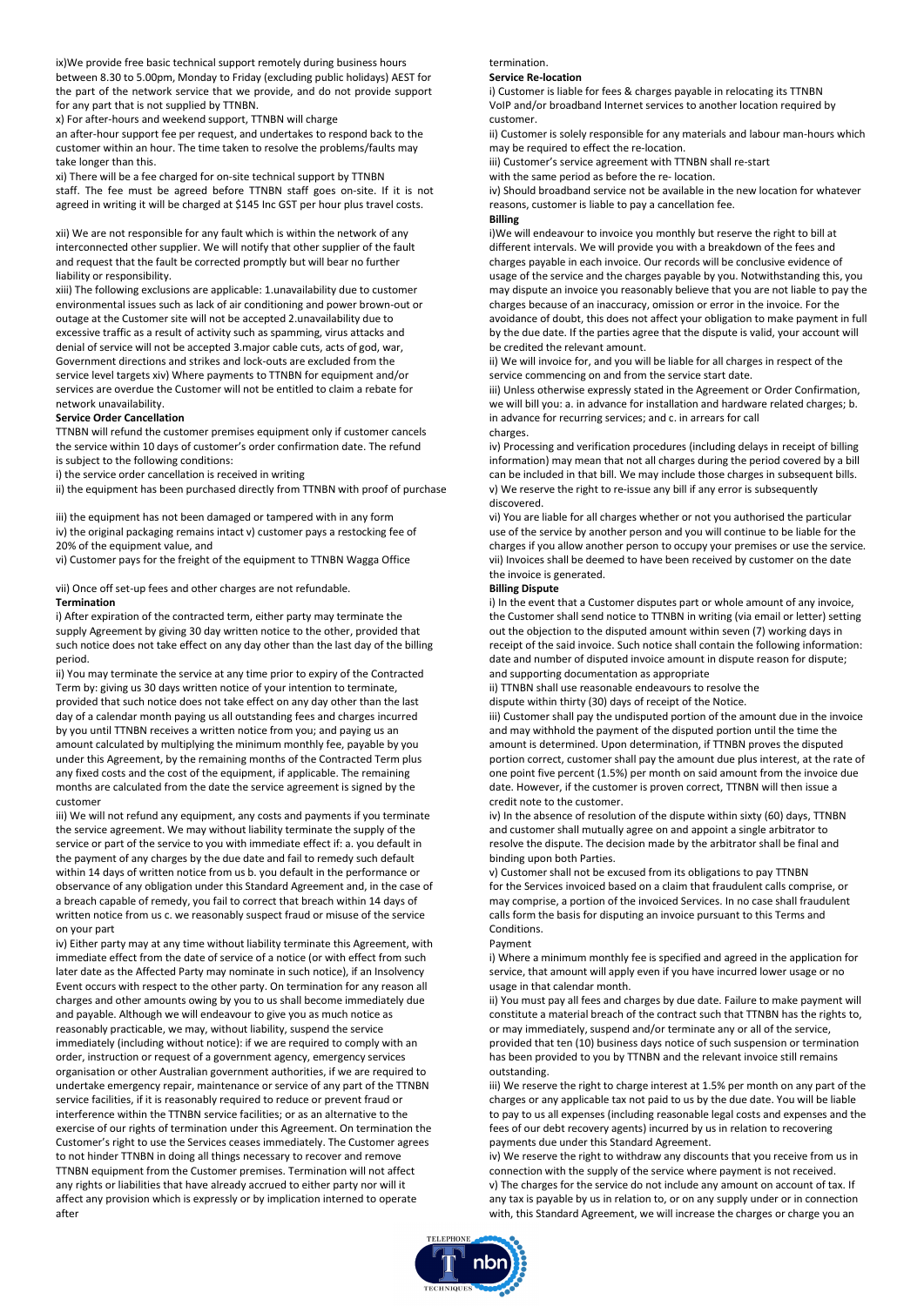ix)We provide free basic technical support remotely during business hours between 8.30 to 5.00pm, Monday to Friday (excluding public holidays) AEST for the part of the network service that we provide, and do not provide support for any part that is not supplied by TTNBN.

x) For after-hours and weekend support, TTNBN will charge an after-hour support fee per request, and undertakes to respond back to the customer within an hour. The time taken to resolve the problems/faults may take longer than this.

xi) There will be a fee charged for on-site technical support by TTNBN staff. The fee must be agreed before TTNBN staff goes on-site. If it is not agreed in writing it will be charged at $145 Inc GST per hour plus travel costs.

xii) We are not responsible for any fault which is within the network of any interconnected other supplier. We will notify that other supplier of the fault and request that the fault be corrected promptly but will bear no further liability or responsibility.

xiii) The following exclusions are applicable: 1.unavailability due to customer environmental issues such as lack of air conditioning and power brown-out or outage at the Customer site will not be accepted 2.unavailability due to excessive traffic as a result of activity such as spamming, virus attacks and denial of service will not be accepted 3.major cable cuts, acts of god, war, Government directions and strikes and lock-outs are excluded from the service level targets xiv) Where payments to TTNBN for equipment and/or services are overdue the Customer will not be entitled to claim a rebate for network unavailability.

**Service Order Cancellation**

TTNBN will refund the customer premises equipment only if customer cancels the service within 10 days of customer's order confirmation date. The refund is subject to the following conditions:

i) the service order cancellation is received in writing

ii) the equipment has been purchased directly from TTNBN with proof of purchase

iii) the equipment has not been damaged or tampered with in any form

iv) the original packaging remains intact v) customer pays a restocking fee of 20% of the equipment value, and

vi) Customer pays for the freight of the equipment to TTNBN Wagga Office

vii) Once off set-up fees and other charges are not refundable.

**Termination**

i) After expiration of the contracted term, either party may terminate the supply Agreement by giving 30 day written notice to the other, provided that such notice does not take effect on any day other than the last day of the billing period.

ii) You may terminate the service at any time prior to expiry of the Contracted Term by: giving us 30 days written notice of your intention to terminate, provided that such notice does not take effect on any day other than the last day of a calendar month paying us all outstanding fees and charges incurred by you until TTNBN receives a written notice from you; and paying us an amount calculated by multiplying the minimum monthly fee, payable by you under this Agreement, by the remaining months of the Contracted Term plus any fixed costs and the cost of the equipment, if applicable. The remaining months are calculated from the date the service agreement is signed by the customer

iii) We will not refund any equipment, any costs and payments if you terminate the service agreement. We may without liability terminate the supply of the service or part of the service to you with immediate effect if: a. you default in the payment of any charges by the due date and fail to remedy such default within 14 days of written notice from us b. you default in the performance or observance of any obligation under this Standard Agreement and, in the case of a breach capable of remedy, you fail to correct that breach within 14 days of written notice from us c. we reasonably suspect fraud or misuse of the service on your part

iv) Either party may at any time without liability terminate this Agreement, with immediate effect from the date of service of a notice (or with effect from such later date as the Affected Party may nominate in such notice), if an Insolvency Event occurs with respect to the other party. On termination for any reason all charges and other amounts owing by you to us shall become immediately due and payable. Although we will endeavour to give you as much notice as reasonably practicable, we may, without liability, suspend the service immediately (including without notice): if we are required to comply with an order, instruction or request of a government agency, emergency services organisation or other Australian government authorities, if we are required to undertake emergency repair, maintenance or service of any part of the TTNBN service facilities, if it is reasonably required to reduce or prevent fraud or interference within the TTNBN service facilities; or as an alternative to the exercise of our rights of termination under this Agreement. On termination the Customer's right to use the Services ceases immediately. The Customer agrees to not hinder TTNBN in doing all things necessary to recover and remove TTNBN equipment from the Customer premises. Termination will not affect any rights or liabilities that have already accrued to either party nor will it affect any provision which is expressly or by implication interned to operate after termination.

**Service Re-location**

i) Customer is liable for fees & charges payable in relocating its TTNBN VoIP and/or broadband Internet services to another location required by customer.

ii) Customer is solely responsible for any materials and labour man-hours which may be required to effect the re-location.

iii) Customer's service agreement with TTNBN shall re-start with the same period as before the re- location.

iv) Should broadband service not be available in the new location for whatever reasons, customer is liable to pay a cancellation fee.

**Billing**

i)We will endeavour to invoice you monthly but reserve the right to bill at different intervals. We will provide you with a breakdown of the fees and charges payable in each invoice. Our records will be conclusive evidence of usage of the service and the charges payable by you. Notwithstanding this, you may dispute an invoice you reasonably believe that you are not liable to pay the charges because of an inaccuracy, omission or error in the invoice. For the avoidance of doubt, this does not affect your obligation to make payment in full by the due date. If the parties agree that the dispute is valid, your account will be credited the relevant amount.

ii) We will invoice for, and you will be liable for all charges in respect of the service commencing on and from the service start date.

iii) Unless otherwise expressly stated in the Agreement or Order Confirmation, we will bill you: a. in advance for installation and hardware related charges; b. in advance for recurring services; and c. in arrears for call charges.

iv) Processing and verification procedures (including delays in receipt of billing information) may mean that not all charges during the period covered by a bill can be included in that bill. We may include those charges in subsequent bills.

v) We reserve the right to re-issue any bill if any error is subsequently discovered.

vi) You are liable for all charges whether or not you authorised the particular use of the service by another person and you will continue to be liable for the charges if you allow another person to occupy your premises or use the service.

vii) Invoices shall be deemed to have been received by customer on the date the invoice is generated.

**Billing Dispute**

i) In the event that a Customer disputes part or whole amount of any invoice, the Customer shall send notice to TTNBN in writing (via email or letter) setting out the objection to the disputed amount within seven (7) working days in receipt of the said invoice. Such notice shall contain the following information: date and number of disputed invoice amount in dispute reason for dispute; and supporting documentation as appropriate

ii) TTNBN shall use reasonable endeavours to resolve the dispute within thirty (30) days of receipt of the Notice.

iii) Customer shall pay the undisputed portion of the amount due in the invoice and may withhold the payment of the disputed portion until the time the amount is determined. Upon determination, if TTNBN proves the disputed portion correct, customer shall pay the amount due plus interest, at the rate of one point five percent (1.5%) per month on said amount from the invoice due date. However, if the customer is proven correct, TTNBN will then issue a credit note to the customer.

iv) In the absence of resolution of the dispute within sixty (60) days, TTNBN and customer shall mutually agree on and appoint a single arbitrator to resolve the dispute. The decision made by the arbitrator shall be final and binding upon both Parties.

v) Customer shall not be excused from its obligations to pay TTNBN for the Services invoiced based on a claim that fraudulent calls comprise, or may comprise, a portion of the invoiced Services. In no case shall fraudulent calls form the basis for disputing an invoice pursuant to this Terms and Conditions.

Payment

i) Where a minimum monthly fee is specified and agreed in the application for service, that amount will apply even if you have incurred lower usage or no usage in that calendar month.

ii) You must pay all fees and charges by due date. Failure to make payment will constitute a material breach of the contract such that TTNBN has the rights to, or may immediately, suspend and/or terminate any or all of the service, provided that ten (10) business days notice of such suspension or termination has been provided to you by TTNBN and the relevant invoice still remains outstanding.

iii) We reserve the right to charge interest at 1.5% per month on any part of the charges or any applicable tax not paid to us by the due date. You will be liable to pay to us all expenses (including reasonable legal costs and expenses and the fees of our debt recovery agents) incurred by us in relation to recovering payments due under this Standard Agreement.

iv) We reserve the right to withdraw any discounts that you receive from us in connection with the supply of the service where payment is not received.

v) The charges for the service do not include any amount on account of tax. If any tax is payable by us in relation to, or on any supply under or in connection with, this Standard Agreement, we will increase the charges or charge you an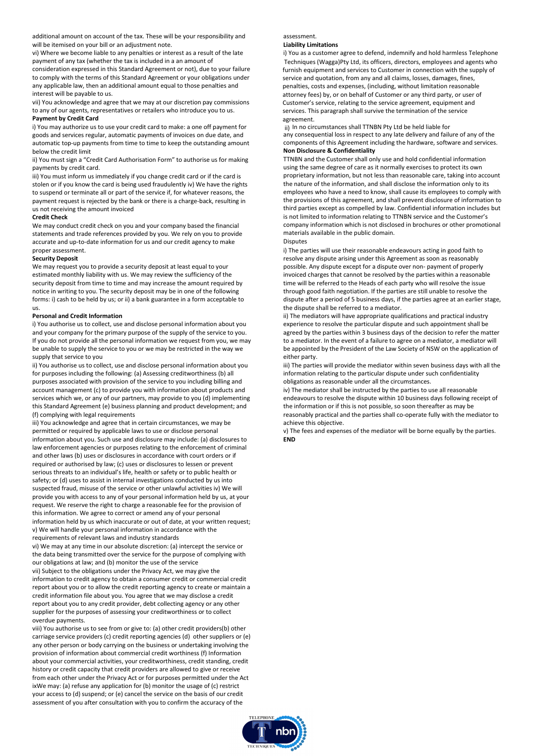additional amount on account of the tax. These will be your responsibility and will be itemised on your bill or an adjustment note.

vi) Where we become liable to any penalties or interest as a result of the late payment of any tax (whether the tax is included in a an amount of consideration expressed in this Standard Agreement or not), due to your failure to comply with the terms of this Standard Agreement or your obligations under any applicable law, then an additional amount equal to those penalties and interest will be payable to us.

vii) You acknowledge and agree that we may at our discretion pay commissions to any of our agents, representatives or retailers who introduce you to us.

**Payment by Credit Card**

i) You may authorize us to use your credit card to make: a one off payment for goods and services regular, automatic payments of invoices on due date, and automatic top-up payments from time to time to keep the outstanding amount below the credit limit

ii) You must sign a "Credit Card Authorisation Form" to authorise us for making payments by credit card.

iii) You must inform us immediately if you change credit card or if the card is stolen or if you know the card is being used fraudulently iv) We have the rights to suspend or terminate all or part of the service if, for whatever reasons, the payment request is rejected by the bank or there is a charge-back, resulting in us not receiving the amount invoiced

**Credit Check**

We may conduct credit check on you and your company based the financial statements and trade references provided by you. We rely on you to provide accurate and up-to-date information for us and our credit agency to make proper assessment.

**Security Deposit**

We may request you to provide a security deposit at least equal to your estimated monthly liability with us. We may review the sufficiency of the security deposit from time to time and may increase the amount required by notice in writing to you. The security deposit may be in one of the following forms: i) cash to be held by us; or ii) a bank guarantee in a form acceptable to us.

**Personal and Credit Information**

i) You authorise us to collect, use and disclose personal information about you and your company for the primary purpose of the supply of the service to you. If you do not provide all the personal information we request from you, we may be unable to supply the service to you or we may be restricted in the way we supply that service to you

ii) You authorise us to collect, use and disclose personal information about you for purposes including the following: (a) Assessing creditworthiness (b) all purposes associated with provision of the service to you including billing and account management (c) to provide you with information about products and services which we, or any of our partners, may provide to you (d) implementing this Standard Agreement (e) business planning and product development; and (f) complying with legal requirements

iii) You acknowledge and agree that in certain circumstances, we may be permitted or required by applicable laws to use or disclose personal information about you. Such use and disclosure may include: (a) disclosures to law enforcement agencies or purposes relating to the enforcement of criminal and other laws (b) uses or disclosures in accordance with court orders or if required or authorised by law; (c) uses or disclosures to lessen or prevent serious threats to an individual's life, health or safety or to public health or safety; or (d) uses to assist in internal investigations conducted by us into suspected fraud, misuse of the service or other unlawful activities iv) We will provide you with access to any of your personal information held by us, at your request. We reserve the right to charge a reasonable fee for the provision of this information. We agree to correct or amend any of your personal information held by us which inaccurate or out of date, at your written request; v) We will handle your personal information in accordance with the requirements of relevant laws and industry standards

vi) We may at any time in our absolute discretion: (a) intercept the service or the data being transmitted over the service for the purpose of complying with our obligations at law; and (b) monitor the use of the service

vii) Subject to the obligations under the Privacy Act, we may give the information to credit agency to obtain a consumer credit or commercial credit report about you or to allow the credit reporting agency to create or maintain a credit information file about you. You agree that we may disclose a credit report about you to any credit provider, debt collecting agency or any other supplier for the purposes of assessing your creditworthiness or to collect overdue payments.

viii) You authorise us to see from or give to: (a) other credit providers(b) other carriage service providers (c) credit reporting agencies (d) other suppliers or (e) any other person or body carrying on the business or undertaking involving the provision of information about commercial credit worthiness (f) Information about your commercial activities, your creditworthiness, credit standing, credit history or credit capacity that credit providers are allowed to give or receive from each other under the Privacy Act or for purposes permitted under the Act ixWe may: (a) refuse any application for (b) monitor the usage of (c) restrict your access to (d) suspend; or (e) cancel the service on the basis of our credit assessment of you after consultation with you to confirm the accuracy of the assessment.

**Liability Limitations**

i) You as a customer agree to defend, indemnify and hold harmless Telephone Techniques (Wagga)Pty Ltd, its officers, directors, employees and agents who furnish equipment and services to Customer in connection with the supply of service and quotation, from any and all claims, losses, damages, fines, penalties, costs and expenses, (including, without limitation reasonable attorney fees) by, or on behalf of Customer or any third party, or user of Customer's service, relating to the service agreement, equipment and services. This paragraph shall survive the termination of the service agreement.

ii) In no circumstances shall TTNBN Pty Ltd be held liable for any consequential loss in respect to any late delivery and failure of any of the components of this Agreement including the hardware, software and services.

**Non Disclosure & Confidentiality**

TTNBN and the Customer shall only use and hold confidential information using the same degree of care as it normally exercises to protect its own proprietary information, but not less than reasonable care, taking into account the nature of the information, and shall disclose the information only to its employees who have a need to know, shall cause its employees to comply with the provisions of this agreement, and shall prevent disclosure of information to third parties except as compelled by law. Confidential information includes but is not limited to information relating to TTNBN service and the Customer's company information which is not disclosed in brochures or other promotional materials available in the public domain.

Disputes

i) The parties will use their reasonable endeavours acting in good faith to resolve any dispute arising under this Agreement as soon as reasonably possible. Any dispute except for a dispute over non- payment of properly invoiced charges that cannot be resolved by the parties within a reasonable time will be referred to the Heads of each party who will resolve the issue through good faith negotiation. If the parties are still unable to resolve the dispute after a period of 5 business days, if the parties agree at an earlier stage, the dispute shall be referred to a mediator.

ii) The mediators will have appropriate qualifications and practical industry experience to resolve the particular dispute and such appointment shall be agreed by the parties within 3 business days of the decision to refer the matter to a mediator. In the event of a failure to agree on a mediator, a mediator will be appointed by the President of the Law Society of NSW on the application of either party.

iii) The parties will provide the mediator within seven business days with all the information relating to the particular dispute under such confidentiality obligations as reasonable under all the circumstances.

iv) The mediator shall be instructed by the parties to use all reasonable endeavours to resolve the dispute within 10 business days following receipt of the information or if this is not possible, so soon thereafter as may be reasonably practical and the parties shall co-operate fully with the mediator to achieve this objective.

v) The fees and expenses of the mediator will be borne equally by the parties.

**END**